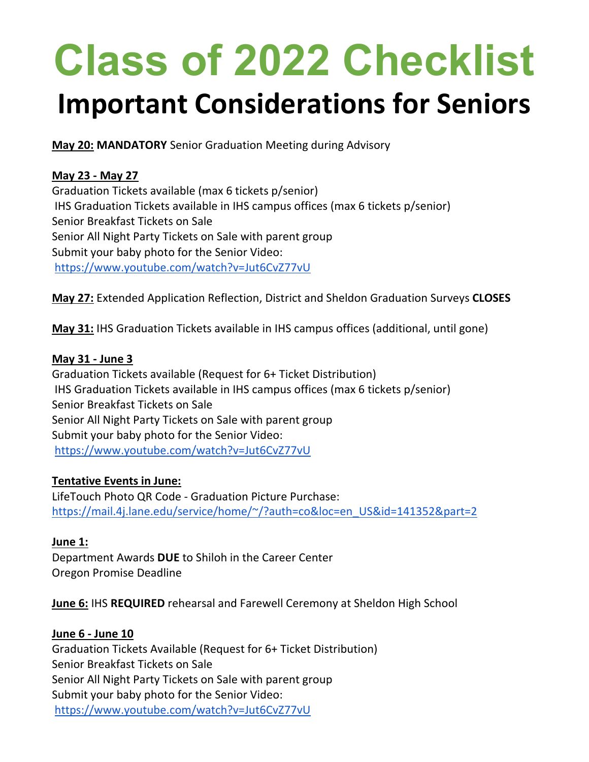# Class of 2022 Checklist

## Important Considerations for Seniors

**May 20:** **MANDATORY** Senior Graduation Meeting during Advisory

**May 23 - May 27**

Graduation Tickets available (max 6 tickets p/senior)
IHS Graduation Tickets available in IHS campus offices (max 6 tickets p/senior)
Senior Breakfast Tickets on Sale
Senior All Night Party Tickets on Sale with parent group
Submit your baby photo for the Senior Video:
https://www.youtube.com/watch?v=Jut6CvZ77vU

**May 27:** Extended Application Reflection, District and Sheldon Graduation Surveys **CLOSES**

**May 31:** IHS Graduation Tickets available in IHS campus offices (additional, until gone)

**May 31 - June 3**

Graduation Tickets available (Request for 6+ Ticket Distribution)
IHS Graduation Tickets available in IHS campus offices (max 6 tickets p/senior)
Senior Breakfast Tickets on Sale
Senior All Night Party Tickets on Sale with parent group
Submit your baby photo for the Senior Video:
https://www.youtube.com/watch?v=Jut6CvZ77vU

**Tentative Events in June:**

LifeTouch Photo QR Code - Graduation Picture Purchase:
https://mail.4j.lane.edu/service/home/~/?auth=co&loc=en_US&id=141352&part=2

**June 1:**

Department Awards **DUE** to Shiloh in the Career Center
Oregon Promise Deadline

**June 6:** IHS **REQUIRED** rehearsal and Farewell Ceremony at Sheldon High School

**June 6 - June 10**

Graduation Tickets Available (Request for 6+ Ticket Distribution)
Senior Breakfast Tickets on Sale
Senior All Night Party Tickets on Sale with parent group
Submit your baby photo for the Senior Video:
https://www.youtube.com/watch?v=Jut6CvZ77vU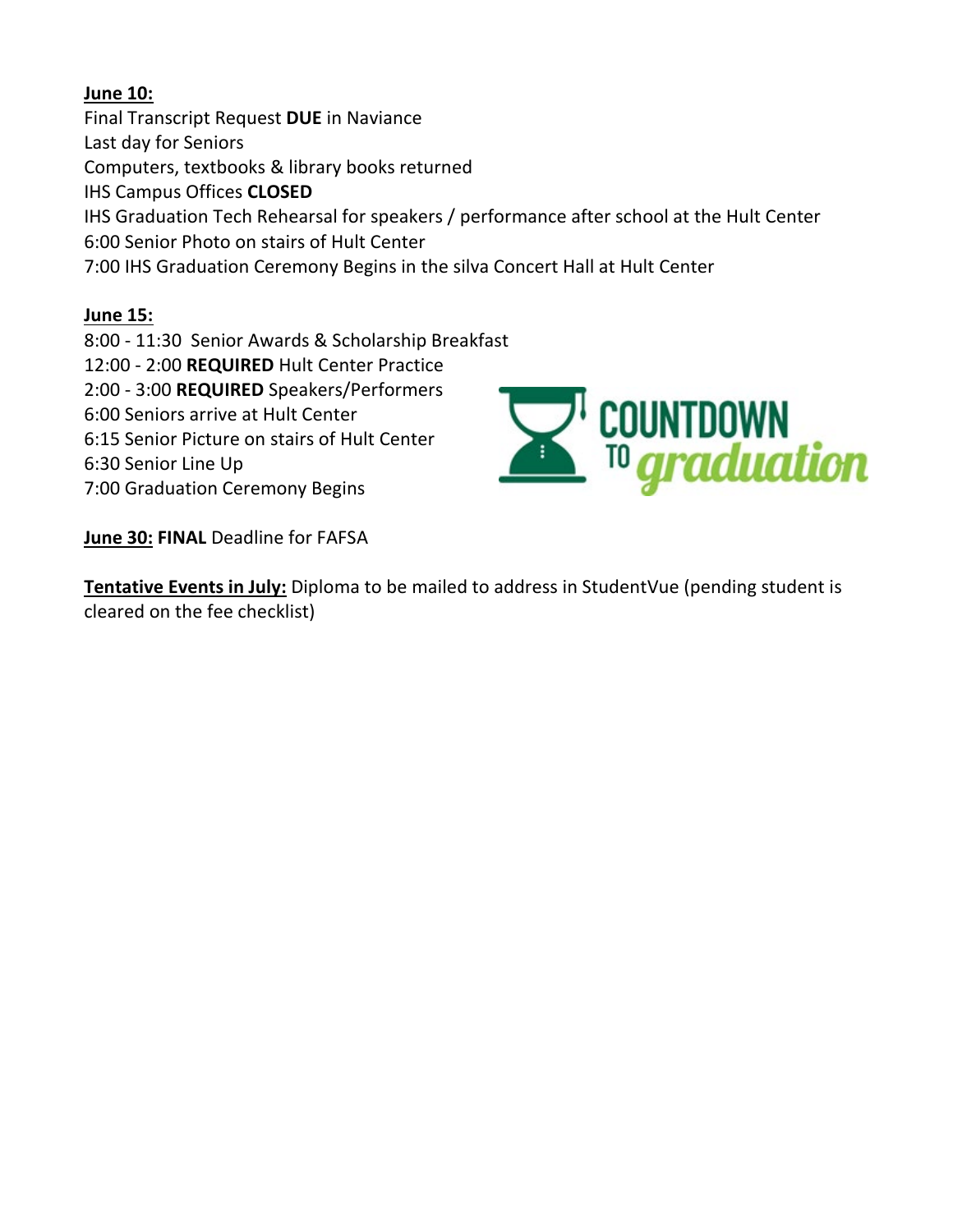**June 10:**

Final Transcript Request **DUE** in Naviance
Last day for Seniors
Computers, textbooks & library books returned
IHS Campus Offices **CLOSED**
IHS Graduation Tech Rehearsal for speakers / performance after school at the Hult Center
6:00 Senior Photo on stairs of Hult Center
7:00 IHS Graduation Ceremony Begins in the silva Concert Hall at Hult Center

**June 15:**

8:00 - 11:30 Senior Awards & Scholarship Breakfast
12:00 - 2:00 **REQUIRED** Hult Center Practice
2:00 - 3:00 **REQUIRED** Speakers/Performers
6:00 Seniors arrive at Hult Center
6:15 Senior Picture on stairs of Hult Center
6:30 Senior Line Up
7:00 Graduation Ceremony Begins

COUNTDOWN TO graduation

**June 30:** **FINAL** Deadline for FAFSA

**Tentative Events in July:** Diploma to be mailed to address in StudentVue (pending student is cleared on the fee checklist)